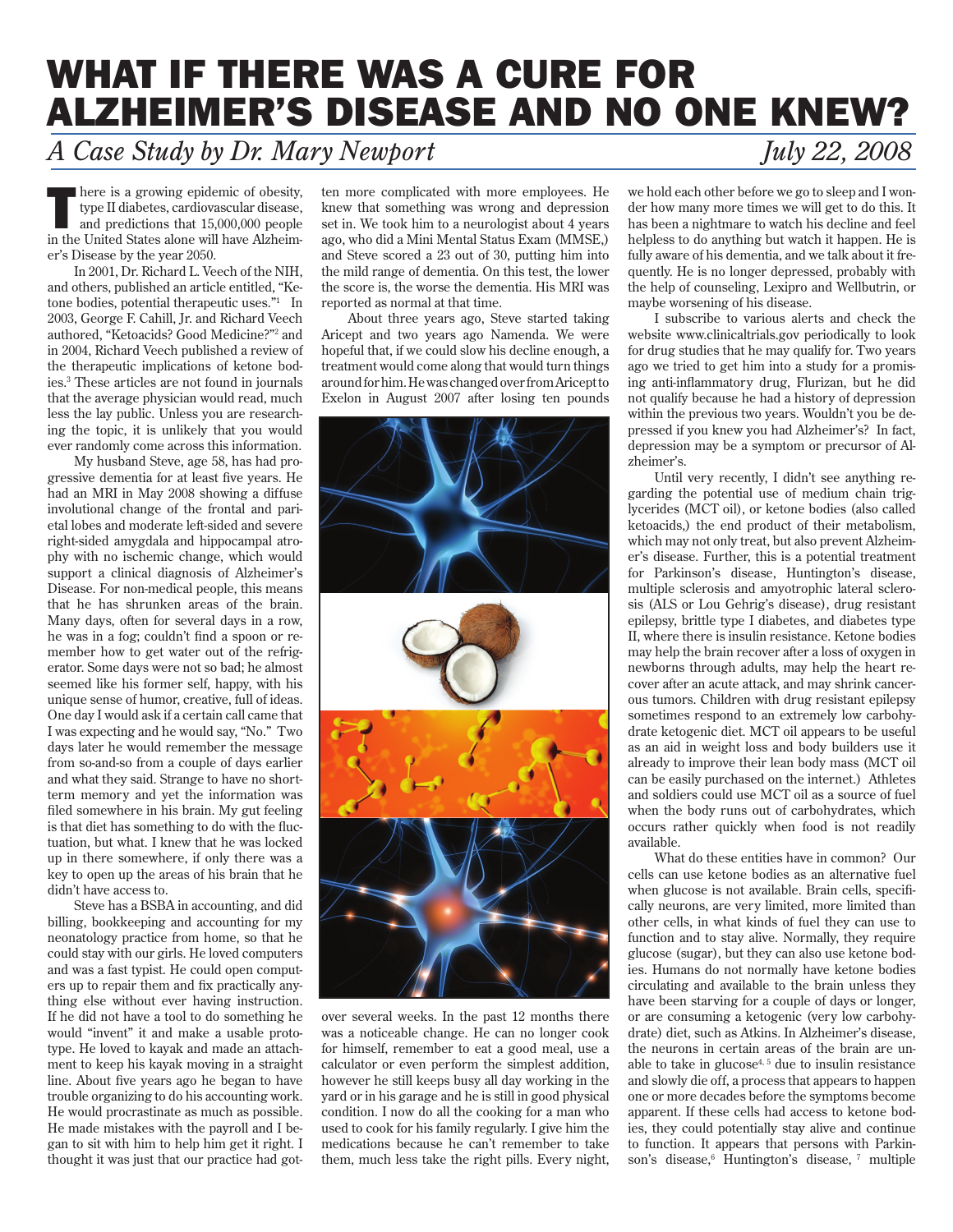# WHAT IF THERE WAS A CURE FOR ALZHEIMER'S DISEASE AND NO ONE KNEW?

*A Case Study by Dr. Mary Newport* *July 22, 2008*

There is a growing epidemic of obesity, type II diabetes, cardiovascular disease, and predictions that 15,000,000 people in the United States alone will have Alzheimer's Disease by the year 2050.

In 2001, Dr. Richard L. Veech of the NIH, and others, published an article entitled, "Ketone bodies, potential therapeutic uses."[1] In 2003, George F. Cahill, Jr. and Richard Veech authored, "Ketoacids? Good Medicine?"[2] and in 2004, Richard Veech published a review of the therapeutic implications of ketone bodies.[3] These articles are not found in journals that the average physician would read, much less the lay public. Unless you are researching the topic, it is unlikely that you would ever randomly come across this information.

My husband Steve, age 58, has had progressive dementia for at least five years. He had an MRI in May 2008 showing a diffuse involutional change of the frontal and parietal lobes and moderate left-sided and severe right-sided amygdala and hippocampal atrophy with no ischemic change, which would support a clinical diagnosis of Alzheimer's Disease. For non-medical people, this means that he has shrunken areas of the brain. Many days, often for several days in a row, he was in a fog; couldn't find a spoon or remember how to get water out of the refrigerator. Some days were not so bad; he almost seemed like his former self, happy, with his unique sense of humor, creative, full of ideas. One day I would ask if a certain call came that I was expecting and he would say, "No." Two days later he would remember the message from so-and-so from a couple of days earlier and what they said. Strange to have no short-term memory and yet the information was filed somewhere in his brain. My gut feeling is that diet has something to do with the fluctuation, but what. I knew that he was locked up in there somewhere, if only there was a key to open up the areas of his brain that he didn't have access to.

Steve has a BSBA in accounting, and did billing, bookkeeping and accounting for my neonatology practice from home, so that he could stay with our girls. He loved computers and was a fast typist. He could open computers up to repair them and fix practically anything else without ever having instruction. If he did not have a tool to do something he would "invent" it and make a usable prototype. He loved to kayak and made an attachment to keep his kayak moving in a straight line. About five years ago he began to have trouble organizing to do his accounting work. He would procrastinate as much as possible. He made mistakes with the payroll and I began to sit with him to help him get it right. I thought it was just that our practice had gotten more complicated with more employees. He knew that something was wrong and depression set in. We took him to a neurologist about 4 years ago, who did a Mini Mental Status Exam (MMSE,) and Steve scored a 23 out of 30, putting him into the mild range of dementia. On this test, the lower the score is, the worse the dementia. His MRI was reported as normal at that time.

About three years ago, Steve started taking Aricept and two years ago Namenda. We were hopeful that, if we could slow his decline enough, a treatment would come along that would turn things around for him. He was changed over from Aricept to Exelon in August 2007 after losing ten pounds over several weeks. In the past 12 months there was a noticeable change. He can no longer cook for himself, remember to eat a good meal, use a calculator or even perform the simplest addition, however he still keeps busy all day working in the yard or in his garage and he is still in good physical condition. I now do all the cooking for a man who used to cook for his family regularly. I give him the medications because he can't remember to take them, much less take the right pills. Every night, we hold each other before we go to sleep and I wonder how many more times we will get to do this. It has been a nightmare to watch his decline and feel helpless to do anything but watch it happen. He is fully aware of his dementia, and we talk about it frequently. He is no longer depressed, probably with the help of counseling, Lexipro and Wellbutrin, or maybe worsening of his disease.

I subscribe to various alerts and check the website www.clinicaltrials.gov periodically to look for drug studies that he may qualify for. Two years ago we tried to get him into a study for a promising anti-inflammatory drug, Flurizan, but he did not qualify because he had a history of depression within the previous two years. Wouldn't you be depressed if you knew you had Alzheimer's? In fact, depression may be a symptom or precursor of Alzheimer's.

Until very recently, I didn't see anything regarding the potential use of medium chain triglycerides (MCT oil), or ketone bodies (also called ketoacids,) the end product of their metabolism, which may not only treat, but also prevent Alzheimer's disease. Further, this is a potential treatment for Parkinson's disease, Huntington's disease, multiple sclerosis and amyotrophic lateral sclerosis (ALS or Lou Gehrig's disease), drug resistant epilepsy, brittle type I diabetes, and diabetes type II, where there is insulin resistance. Ketone bodies may help the brain recover after a loss of oxygen in newborns through adults, may help the heart recover after an acute attack, and may shrink cancerous tumors. Children with drug resistant epilepsy sometimes respond to an extremely low carbohydrate ketogenic diet. MCT oil appears to be useful as an aid in weight loss and body builders use it already to improve their lean body mass (MCT oil can be easily purchased on the internet.) Athletes and soldiers could use MCT oil as a source of fuel when the body runs out of carbohydrates, which occurs rather quickly when food is not readily available.

What do these entities have in common? Our cells can use ketone bodies as an alternative fuel when glucose is not available. Brain cells, specifically neurons, are very limited, more limited than other cells, in what kinds of fuel they can use to function and to stay alive. Normally, they require glucose (sugar), but they can also use ketone bodies. Humans do not normally have ketone bodies circulating and available to the brain unless they have been starving for a couple of days or longer, or are consuming a ketogenic (very low carbohydrate) diet, such as Atkins. In Alzheimer's disease, the neurons in certain areas of the brain are unable to take in glucose[4, 5] due to insulin resistance and slowly die off, a process that appears to happen one or more decades before the symptoms become apparent. If these cells had access to ketone bodies, they could potentially stay alive and continue to function. It appears that persons with Parkinson's disease,[6] Huntington's disease,[7] multiple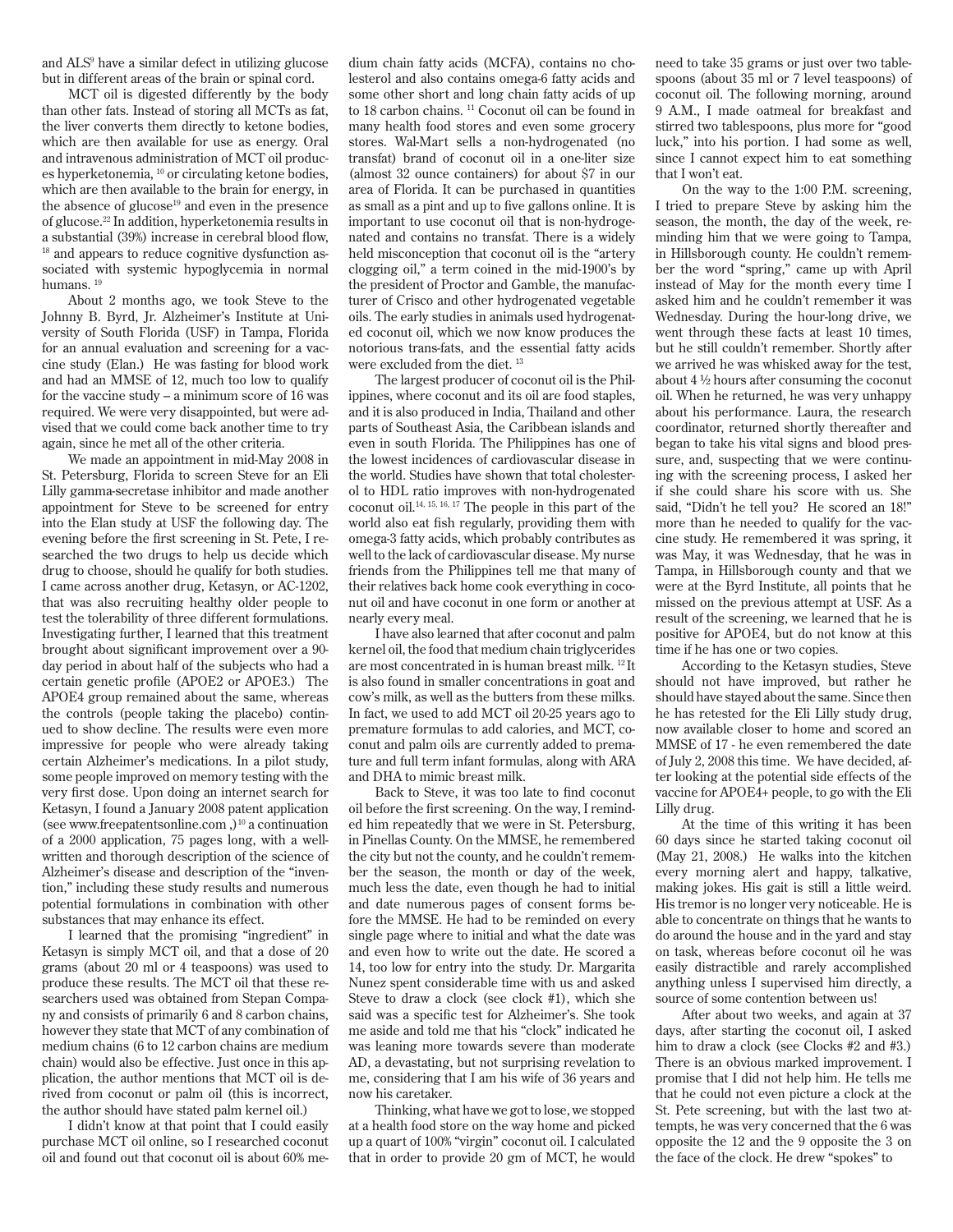and ALS[9] have a similar defect in utilizing glucose but in different areas of the brain or spinal cord.

MCT oil is digested differently by the body than other fats. Instead of storing all MCTs as fat, the liver converts them directly to ketone bodies, which are then available for use as energy. Oral and intravenous administration of MCT oil produces hyperketonemia, [10] or circulating ketone bodies, which are then available to the brain for energy, in the absence of glucose[19] and even in the presence of glucose.[22] In addition, hyperketonemia results in a substantial (39%) increase in cerebral blood flow, [18] and appears to reduce cognitive dysfunction associated with systemic hypoglycemia in normal humans. [19]

About 2 months ago, we took Steve to the Johnny B. Byrd, Jr. Alzheimer's Institute at University of South Florida (USF) in Tampa, Florida for an annual evaluation and screening for a vaccine study (Elan.) He was fasting for blood work and had an MMSE of 12, much too low to qualify for the vaccine study – a minimum score of 16 was required. We were very disappointed, but were advised that we could come back another time to try again, since he met all of the other criteria.

We made an appointment in mid-May 2008 in St. Petersburg, Florida to screen Steve for an Eli Lilly gamma-secretase inhibitor and made another appointment for Steve to be screened for entry into the Elan study at USF the following day. The evening before the first screening in St. Pete, I researched the two drugs to help us decide which drug to choose, should he qualify for both studies. I came across another drug, Ketasyn, or AC-1202, that was also recruiting healthy older people to test the tolerability of three different formulations. Investigating further, I learned that this treatment brought about significant improvement over a 90-day period in about half of the subjects who had a certain genetic profile (APOE2 or APOE3.) The APOE4 group remained about the same, whereas the controls (people taking the placebo) continued to show decline. The results were even more impressive for people who were already taking certain Alzheimer's medications. In a pilot study, some people improved on memory testing with the very first dose. Upon doing an internet search for Ketasyn, I found a January 2008 patent application (see www.freepatentsonline.com ,)[10] a continuation of a 2000 application, 75 pages long, with a well-written and thorough description of the science of Alzheimer's disease and description of the "invention," including these study results and numerous potential formulations in combination with other substances that may enhance its effect.

I learned that the promising "ingredient" in Ketasyn is simply MCT oil, and that a dose of 20 grams (about 20 ml or 4 teaspoons) was used to produce these results. The MCT oil that these researchers used was obtained from Stepan Company and consists of primarily 6 and 8 carbon chains, however they state that MCT of any combination of medium chains (6 to 12 carbon chains are medium chain) would also be effective. Just once in this application, the author mentions that MCT oil is derived from coconut or palm oil (this is incorrect, the author should have stated palm kernel oil.)

I didn't know at that point that I could easily purchase MCT oil online, so I researched coconut oil and found out that coconut oil is about 60% medium chain fatty acids (MCFA), contains no cholesterol and also contains omega-6 fatty acids and some other short and long chain fatty acids of up to 18 carbon chains. [11] Coconut oil can be found in many health food stores and even some grocery stores. Wal-Mart sells a non-hydrogenated (no transfat) brand of coconut oil in a one-liter size (almost 32 ounce containers) for about $7 in our area of Florida. It can be purchased in quantities as small as a pint and up to five gallons online. It is important to use coconut oil that is non-hydrogenated and contains no transfat. There is a widely held misconception that coconut oil is the "artery clogging oil," a term coined in the mid-1900's by the president of Proctor and Gamble, the manufacturer of Crisco and other hydrogenated vegetable oils. The early studies in animals used hydrogenated coconut oil, which we now know produces the notorious trans-fats, and the essential fatty acids were excluded from the diet. [13]

The largest producer of coconut oil is the Philippines, where coconut and its oil are food staples, and it is also produced in India, Thailand and other parts of Southeast Asia, the Caribbean islands and even in south Florida. The Philippines has one of the lowest incidences of cardiovascular disease in the world. Studies have shown that total cholesterol to HDL ratio improves with non-hydrogenated coconut oil.[14, 15, 16, 17] The people in this part of the world also eat fish regularly, providing them with omega-3 fatty acids, which probably contributes as well to the lack of cardiovascular disease. My nurse friends from the Philippines tell me that many of their relatives back home cook everything in coconut oil and have coconut in one form or another at nearly every meal.

I have also learned that after coconut and palm kernel oil, the food that medium chain triglycerides are most concentrated in is human breast milk. [12] It is also found in smaller concentrations in goat and cow's milk, as well as the butters from these milks. In fact, we used to add MCT oil 20-25 years ago to premature formulas to add calories, and MCT, coconut and palm oils are currently added to premature and full term infant formulas, along with ARA and DHA to mimic breast milk.

Back to Steve, it was too late to find coconut oil before the first screening. On the way, I reminded him repeatedly that we were in St. Petersburg, in Pinellas County. On the MMSE, he remembered the city but not the county, and he couldn't remember the season, the month or day of the week, much less the date, even though he had to initial and date numerous pages of consent forms before the MMSE. He had to be reminded on every single page where to initial and what the date was and even how to write out the date. He scored a 14, too low for entry into the study. Dr. Margarita Nunez spent considerable time with us and asked Steve to draw a clock (see clock #1), which she said was a specific test for Alzheimer's. She took me aside and told me that his "clock" indicated he was leaning more towards severe than moderate AD, a devastating, but not surprising revelation to me, considering that I am his wife of 36 years and now his caretaker.

Thinking, what have we got to lose, we stopped at a health food store on the way home and picked up a quart of 100% "virgin" coconut oil. I calculated that in order to provide 20 gm of MCT, he would need to take 35 grams or just over two tablespoons (about 35 ml or 7 level teaspoons) of coconut oil. The following morning, around 9 A.M., I made oatmeal for breakfast and stirred two tablespoons, plus more for "good luck," into his portion. I had some as well, since I cannot expect him to eat something that I won't eat.

On the way to the 1:00 P.M. screening, I tried to prepare Steve by asking him the season, the month, the day of the week, reminding him that we were going to Tampa, in Hillsborough county. He couldn't remember the word "spring," came up with April instead of May for the month every time I asked him and he couldn't remember it was Wednesday. During the hour-long drive, we went through these facts at least 10 times, but he still couldn't remember. Shortly after we arrived he was whisked away for the test, about 4 ½ hours after consuming the coconut oil. When he returned, he was very unhappy about his performance. Laura, the research coordinator, returned shortly thereafter and began to take his vital signs and blood pressure, and, suspecting that we were continuing with the screening process, I asked her if she could share his score with us. She said, "Didn't he tell you? He scored an 18!" more than he needed to qualify for the vaccine study. He remembered it was spring, it was May, it was Wednesday, that he was in Tampa, in Hillsborough county and that we were at the Byrd Institute, all points that he missed on the previous attempt at USF. As a result of the screening, we learned that he is positive for APOE4, but do not know at this time if he has one or two copies.

According to the Ketasyn studies, Steve should not have improved, but rather he should have stayed about the same. Since then he has retested for the Eli Lilly study drug, now available closer to home and scored an MMSE of 17 - he even remembered the date of July 2, 2008 this time. We have decided, after looking at the potential side effects of the vaccine for APOE4+ people, to go with the Eli Lilly drug.

At the time of this writing it has been 60 days since he started taking coconut oil (May 21, 2008.) He walks into the kitchen every morning alert and happy, talkative, making jokes. His gait is still a little weird. His tremor is no longer very noticeable. He is able to concentrate on things that he wants to do around the house and in the yard and stay on task, whereas before coconut oil he was easily distractible and rarely accomplished anything unless I supervised him directly, a source of some contention between us!

After about two weeks, and again at 37 days, after starting the coconut oil, I asked him to draw a clock (see Clocks #2 and #3.) There is an obvious marked improvement. I promise that I did not help him. He tells me that he could not even picture a clock at the St. Pete screening, but with the last two attempts, he was very concerned that the 6 was opposite the 12 and the 9 opposite the 3 on the face of the clock. He drew "spokes" to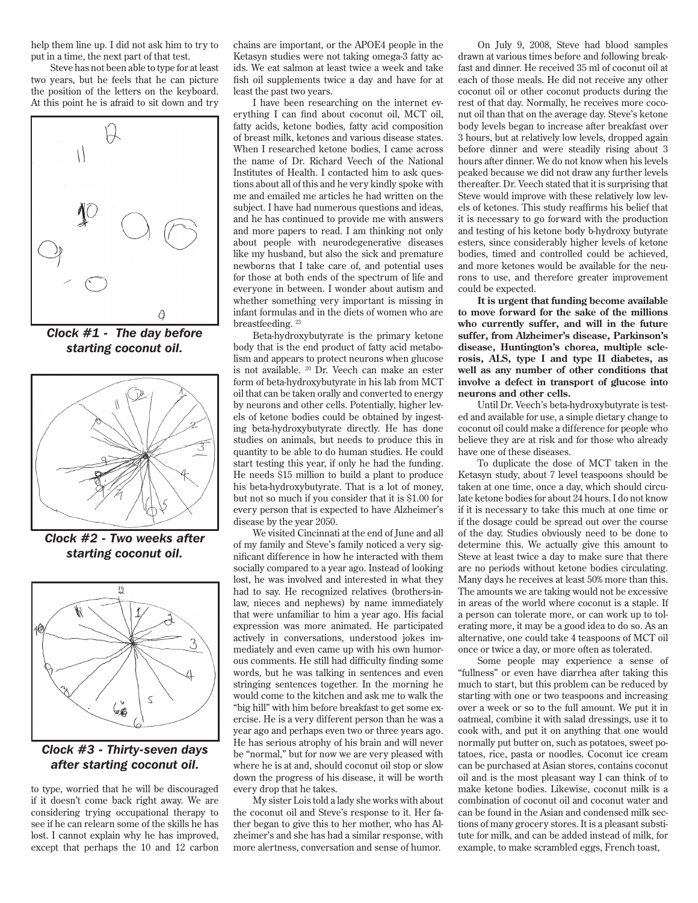help them line up. I did not ask him to try to put in a time, the next part of that test.

Steve has not been able to type for at least two years, but he feels that he can picture the position of the letters on the keyboard. At this point he is afraid to sit down and try to type, worried that he will be discouraged if it doesn't come back right away. We are considering trying occupational therapy to see if he can relearn some of the skills he has lost. I cannot explain why he has improved, except that perhaps the 10 and 12 carbon chains are important, or the APOE4 people in the Ketasyn studies were not taking omega-3 fatty acids. We eat salmon at least twice a week and take fish oil supplements twice a day and have for at least the past two years.

*Clock #1 - The day before starting coconut oil.*

*Clock #2 - Two weeks after starting coconut oil.*

*Clock #3 - Thirty-seven days after starting coconut oil.*

I have been researching on the internet everything I can find about coconut oil, MCT oil, fatty acids, ketone bodies, fatty acid composition of breast milk, ketones and various disease states. When I researched ketone bodies, I came across the name of Dr. Richard Veech of the National Institutes of Health. I contacted him to ask questions about all of this and he very kindly spoke with me and emailed me articles he had written on the subject. I have had numerous questions and ideas, and he has continued to provide me with answers and more papers to read. I am thinking not only about people with neurodegenerative diseases like my husband, but also the sick and premature newborns that I take care of, and potential uses for those at both ends of the spectrum of life and everyone in between. I wonder about autism and whether something very important is missing in infant formulas and in the diets of women who are breastfeeding. [23]

Beta-hydroxybutyrate is the primary ketone body that is the end product of fatty acid metabolism and appears to protect neurons when glucose is not available. [20] Dr. Veech can make an ester form of beta-hydroxybutyrate in his lab from MCT oil that can be taken orally and converted to energy by neurons and other cells. Potentially, higher levels of ketone bodies could be obtained by ingesting beta-hydroxybutyrate directly. He has done studies on animals, but needs to produce this in quantity to be able to do human studies. He could start testing this year, if only he had the funding. He needs $15 million to build a plant to produce his beta-hydroxybutyrate. That is a lot of money, but not so much if you consider that it is $1.00 for every person that is expected to have Alzheimer's disease by the year 2050.

We visited Cincinnati at the end of June and all of my family and Steve's family noticed a very significant difference in how he interacted with them socially compared to a year ago. Instead of looking lost, he was involved and interested in what they had to say. He recognized relatives (brothers-in-law, nieces and nephews) by name immediately that were unfamiliar to him a year ago. His facial expression was more animated. He participated actively in conversations, understood jokes immediately and even came up with his own humorous comments. He still had difficulty finding some words, but he was talking in sentences and even stringing sentences together. In the morning he would come to the kitchen and ask me to walk the "big hill" with him before breakfast to get some exercise. He is a very different person than he was a year ago and perhaps even two or three years ago. He has serious atrophy of his brain and will never be "normal," but for now we are very pleased with where he is at and, should coconut oil stop or slow down the progress of his disease, it will be worth every drop that he takes.

My sister Lois told a lady she works with about the coconut oil and Steve's response to it. Her father began to give this to her mother, who has Alzheimer's and she has had a similar response, with more alertness, conversation and sense of humor.

On July 9, 2008, Steve had blood samples drawn at various times before and following breakfast and dinner. He received 35 ml of coconut oil at each of those meals. He did not receive any other coconut oil or other coconut products during the rest of that day. Normally, he receives more coconut oil than that on the average day. Steve's ketone body levels began to increase after breakfast over 3 hours, but at relatively low levels, dropped again before dinner and were steadily rising about 3 hours after dinner. We do not know when his levels peaked because we did not draw any further levels thereafter. Dr. Veech stated that it is surprising that Steve would improve with these relatively low levels of ketones. This study reaffirms his belief that it is necessary to go forward with the production and testing of his ketone body b-hydroxy butyrate esters, since considerably higher levels of ketone bodies, timed and controlled could be achieved, and more ketones would be available for the neurons to use, and therefore greater improvement could be expected.

**It is urgent that funding become available to move forward for the sake of the millions who currently suffer, and will in the future suffer, from Alzheimer's disease, Parkinson's disease, Huntington's chorea, multiple sclerosis, ALS, type I and type II diabetes, as well as any number of other conditions that involve a defect in transport of glucose into neurons and other cells.**

Until Dr. Veech's beta-hydroxybutyrate is tested and available for use, a simple dietary change to coconut oil could make a difference for people who believe they are at risk and for those who already have one of these diseases.

To duplicate the dose of MCT taken in the Ketasyn study, about 7 level teaspoons should be taken at one time, once a day, which should circulate ketone bodies for about 24 hours. I do not know if it is necessary to take this much at one time or if the dosage could be spread out over the course of the day. Studies obviously need to be done to determine this. We actually give this amount to Steve at least twice a day to make sure that there are no periods without ketone bodies circulating. Many days he receives at least 50% more than this. The amounts we are taking would not be excessive in areas of the world where coconut is a staple. If a person can tolerate more, or can work up to tolerating more, it may be a good idea to do so. As an alternative, one could take 4 teaspoons of MCT oil once or twice a day, or more often as tolerated.

Some people may experience a sense of "fullness" or even have diarrhea after taking this much to start, but this problem can be reduced by starting with one or two teaspoons and increasing over a week or so to the full amount. We put it in oatmeal, combine it with salad dressings, use it to cook with, and put it on anything that one would normally put butter on, such as potatoes, sweet potatoes, rice, pasta or noodles. Coconut ice cream can be purchased at Asian stores, contains coconut oil and is the most pleasant way I can think of to make ketone bodies. Likewise, coconut milk is a combination of coconut oil and coconut water and can be found in the Asian and condensed milk sections of many grocery stores. It is a pleasant substitute for milk, and can be added instead of milk, for example, to make scrambled eggs, French toast,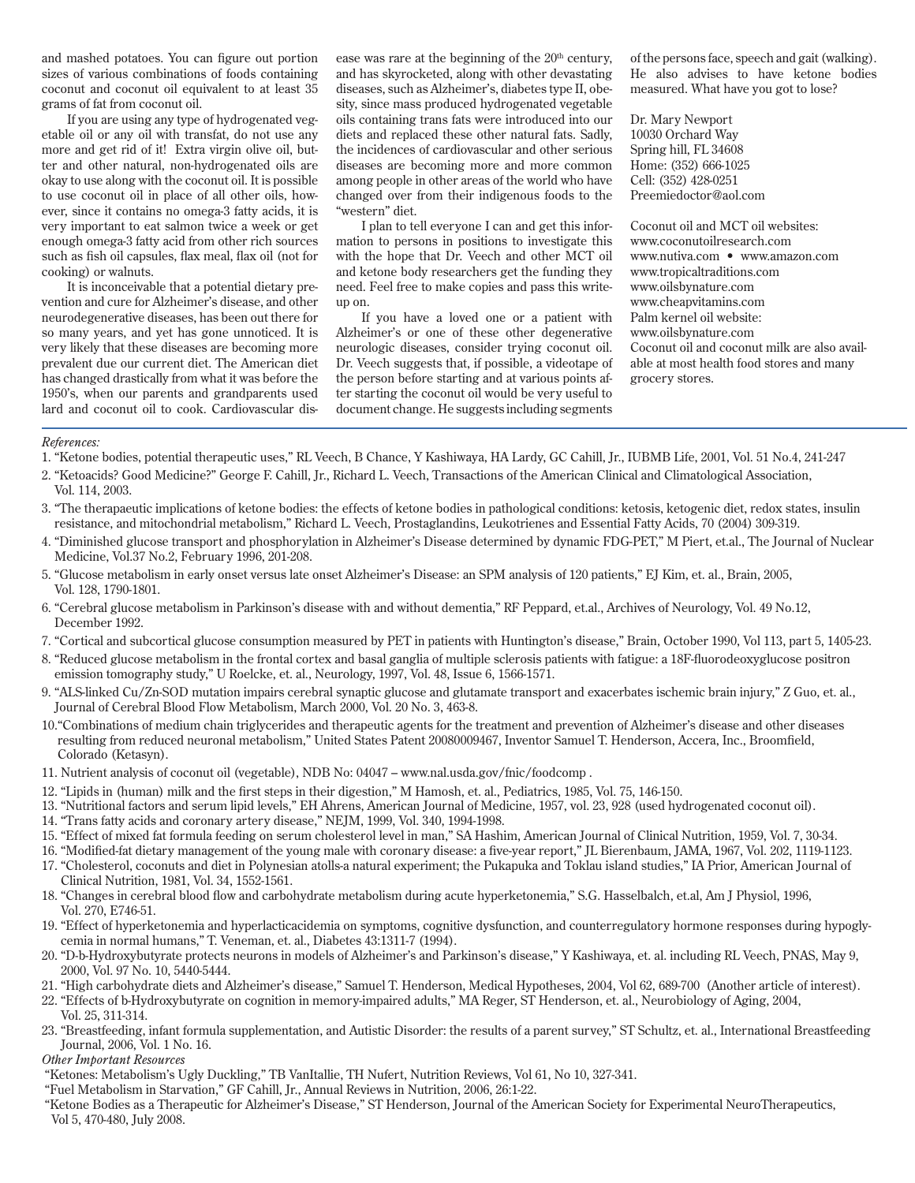and mashed potatoes. You can figure out portion sizes of various combinations of foods containing coconut and coconut oil equivalent to at least 35 grams of fat from coconut oil.

If you are using any type of hydrogenated vegetable oil or any oil with transfat, do not use any more and get rid of it! Extra virgin olive oil, butter and other natural, non-hydrogenated oils are okay to use along with the coconut oil. It is possible to use coconut oil in place of all other oils, however, since it contains no omega-3 fatty acids, it is very important to eat salmon twice a week or get enough omega-3 fatty acid from other rich sources such as fish oil capsules, flax meal, flax oil (not for cooking) or walnuts.

It is inconceivable that a potential dietary prevention and cure for Alzheimer's disease, and other neurodegenerative diseases, has been out there for so many years, and yet has gone unnoticed. It is very likely that these diseases are becoming more prevalent due our current diet. The American diet has changed drastically from what it was before the 1950's, when our parents and grandparents used lard and coconut oil to cook. Cardiovascular disease was rare at the beginning of the 20th century, and has skyrocketed, along with other devastating diseases, such as Alzheimer's, diabetes type II, obesity, since mass produced hydrogenated vegetable oils containing trans fats were introduced into our diets and replaced these other natural fats. Sadly, the incidences of cardiovascular and other serious diseases are becoming more and more common among people in other areas of the world who have changed over from their indigenous foods to the "western" diet.

I plan to tell everyone I can and get this information to persons in positions to investigate this with the hope that Dr. Veech and other MCT oil and ketone body researchers get the funding they need. Feel free to make copies and pass this write-up on.

If you have a loved one or a patient with Alzheimer's or one of these other degenerative neurologic diseases, consider trying coconut oil. Dr. Veech suggests that, if possible, a videotape of the person before starting and at various points after starting the coconut oil would be very useful to document change. He suggests including segments of the persons face, speech and gait (walking). He also advises to have ketone bodies measured. What have you got to lose?

Dr. Mary Newport
10030 Orchard Way
Spring hill, FL 34608
Home: (352) 666-1025
Cell: (352) 428-0251
Preemiedoctor@aol.com

Coconut oil and MCT oil websites:
www.coconutoilresearch.com
www.nutiva.com • www.amazon.com
www.tropicaltraditions.com
www.oilsbynature.com
www.cheapvitamins.com
Palm kernel oil website:
www.oilsbynature.com
Coconut oil and coconut milk are also available at most health food stores and many grocery stores.

*References:*

1. "Ketone bodies, potential therapeutic uses," RL Veech, B Chance, Y Kashiwaya, HA Lardy, GC Cahill, Jr., IUBMB Life, 2001, Vol. 51 No.4, 241-247
2. "Ketoacids? Good Medicine?" George F. Cahill, Jr., Richard L. Veech, Transactions of the American Clinical and Climatological Association, Vol. 114, 2003.
3. "The therapaeutic implications of ketone bodies: the effects of ketone bodies in pathological conditions: ketosis, ketogenic diet, redox states, insulin resistance, and mitochondrial metabolism," Richard L. Veech, Prostaglandins, Leukotrienes and Essential Fatty Acids, 70 (2004) 309-319.
4. "Diminished glucose transport and phosphorylation in Alzheimer's Disease determined by dynamic FDG-PET," M Piert, et.al., The Journal of Nuclear Medicine, Vol.37 No.2, February 1996, 201-208.
5. "Glucose metabolism in early onset versus late onset Alzheimer's Disease: an SPM analysis of 120 patients," EJ Kim, et. al., Brain, 2005, Vol. 128, 1790-1801.
6. "Cerebral glucose metabolism in Parkinson's disease with and without dementia," RF Peppard, et.al., Archives of Neurology, Vol. 49 No.12, December 1992.
7. "Cortical and subcortical glucose consumption measured by PET in patients with Huntington's disease," Brain, October 1990, Vol 113, part 5, 1405-23.
8. "Reduced glucose metabolism in the frontal cortex and basal ganglia of multiple sclerosis patients with fatigue: a 18F-fluorodeoxyglucose positron emission tomography study," U Roelcke, et. al., Neurology, 1997, Vol. 48, Issue 6, 1566-1571.
9. "ALS-linked Cu/Zn-SOD mutation impairs cerebral synaptic glucose and glutamate transport and exacerbates ischemic brain injury," Z Guo, et. al., Journal of Cerebral Blood Flow Metabolism, March 2000, Vol. 20 No. 3, 463-8.
10. "Combinations of medium chain triglycerides and therapeutic agents for the treatment and prevention of Alzheimer's disease and other diseases resulting from reduced neuronal metabolism," United States Patent 20080009467, Inventor Samuel T. Henderson, Accera, Inc., Broomfield, Colorado (Ketasyn).
11. Nutrient analysis of coconut oil (vegetable), NDB No: 04047 – www.nal.usda.gov/fnic/foodcomp .
12. "Lipids in (human) milk and the first steps in their digestion," M Hamosh, et. al., Pediatrics, 1985, Vol. 75, 146-150.
13. "Nutritional factors and serum lipid levels," EH Ahrens, American Journal of Medicine, 1957, vol. 23, 928 (used hydrogenated coconut oil).
14. "Trans fatty acids and coronary artery disease," NEJM, 1999, Vol. 340, 1994-1998.
15. "Effect of mixed fat formula feeding on serum cholesterol level in man," SA Hashim, American Journal of Clinical Nutrition, 1959, Vol. 7, 30-34.
16. "Modified-fat dietary management of the young male with coronary disease: a five-year report," JL Bierenbaum, JAMA, 1967, Vol. 202, 1119-1123.
17. "Cholesterol, coconuts and diet in Polynesian atolls-a natural experiment; the Pukapuka and Toklau island studies," IA Prior, American Journal of Clinical Nutrition, 1981, Vol. 34, 1552-1561.
18. "Changes in cerebral blood flow and carbohydrate metabolism during acute hyperketonemia," S.G. Hasselbalch, et.al, Am J Physiol, 1996, Vol. 270, E746-51.
19. "Effect of hyperketonemia and hyperlacticacidemia on symptoms, cognitive dysfunction, and counterregulatory hormone responses during hypoglycemia in normal humans," T. Veneman, et. al., Diabetes 43:1311-7 (1994).
20. "D-b-Hydroxybutyrate protects neurons in models of Alzheimer's and Parkinson's disease," Y Kashiwaya, et. al. including RL Veech, PNAS, May 9, 2000, Vol. 97 No. 10, 5440-5444.
21. "High carbohydrate diets and Alzheimer's disease," Samuel T. Henderson, Medical Hypotheses, 2004, Vol 62, 689-700 (Another article of interest).
22. "Effects of b-Hydroxybutyrate on cognition in memory-impaired adults," MA Reger, ST Henderson, et. al., Neurobiology of Aging, 2004, Vol. 25, 311-314.
23. "Breastfeeding, infant formula supplementation, and Autistic Disorder: the results of a parent survey," ST Schultz, et. al., International Breastfeeding Journal, 2006, Vol. 1 No. 16.

*Other Important Resources*

"Ketones: Metabolism's Ugly Duckling," TB VanItallie, TH Nufert, Nutrition Reviews, Vol 61, No 10, 327-341.

"Fuel Metabolism in Starvation," GF Cahill, Jr., Annual Reviews in Nutrition, 2006, 26:1-22.

"Ketone Bodies as a Therapeutic for Alzheimer's Disease," ST Henderson, Journal of the American Society for Experimental NeuroTherapeutics, Vol 5, 470-480, July 2008.